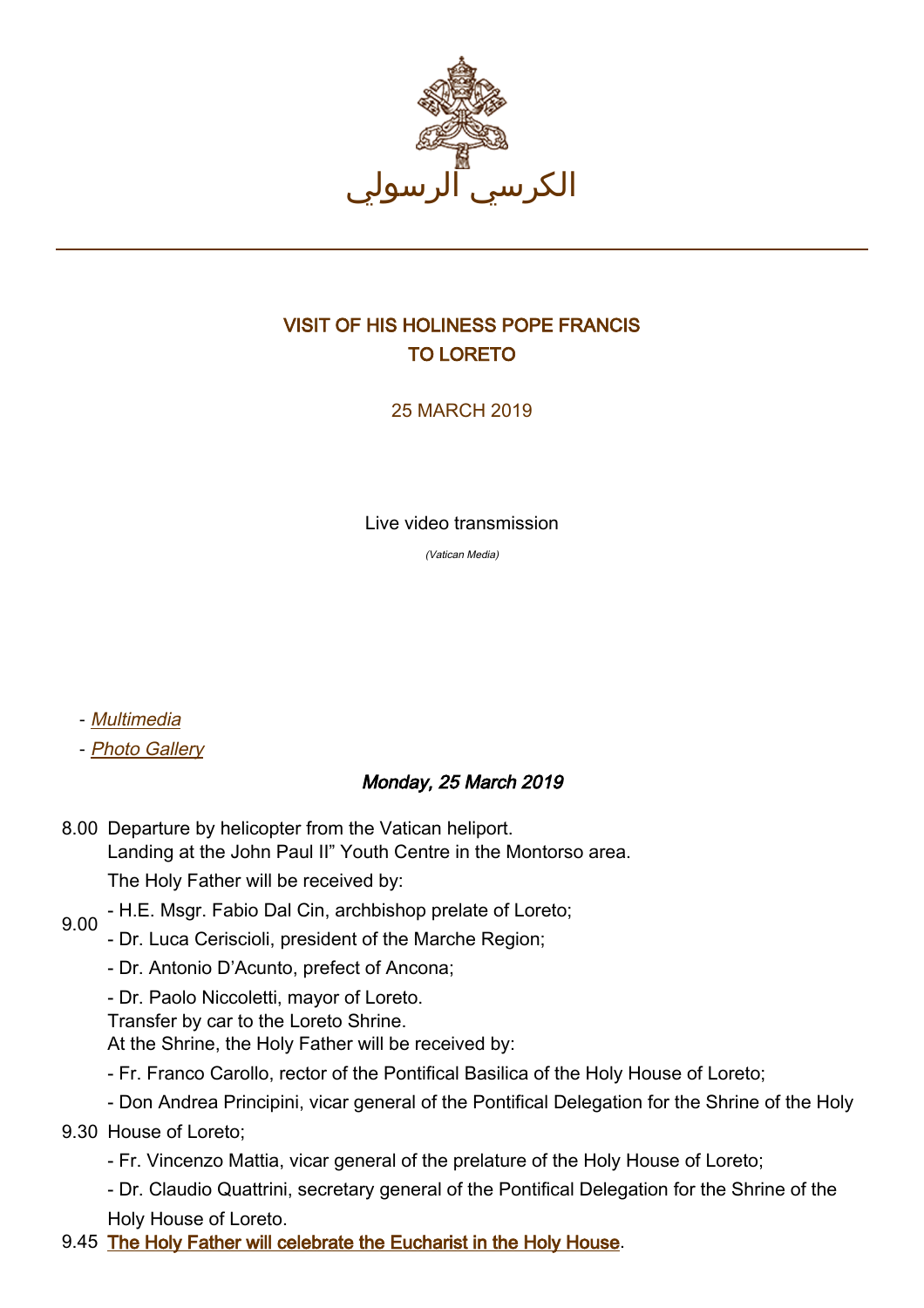الكرسي الرسولي

# VISIT OF HIS HOLINESS POPE FRANCIS TO LORETO

25 MARCH 2019

Live video transmission

*(Vatican Media)*

- *Multimedia*
- *Photo Gallery*

***Monday, 25 March 2019***

8.00 Departure by helicopter from the Vatican heliport.

9.00 Landing at the John Paul II" Youth Centre in the Montorso area.
The Holy Father will be received by:
- H.E. Msgr. Fabio Dal Cin, archbishop prelate of Loreto;
- Dr. Luca Ceriscioli, president of the Marche Region;
- Dr. Antonio D'Acunto, prefect of Ancona;
- Dr. Paolo Niccoletti, mayor of Loreto.

9.30 Transfer by car to the Loreto Shrine.
At the Shrine, the Holy Father will be received by:
- Fr. Franco Carollo, rector of the Pontifical Basilica of the Holy House of Loreto;
- Don Andrea Principini, vicar general of the Pontifical Delegation for the Shrine of the Holy House of Loreto;
- Fr. Vincenzo Mattia, vicar general of the prelature of the Holy House of Loreto;
- Dr. Claudio Quattrini, secretary general of the Pontifical Delegation for the Shrine of the Holy House of Loreto.

9.45 **The Holy Father will celebrate the Eucharist in the Holy House**.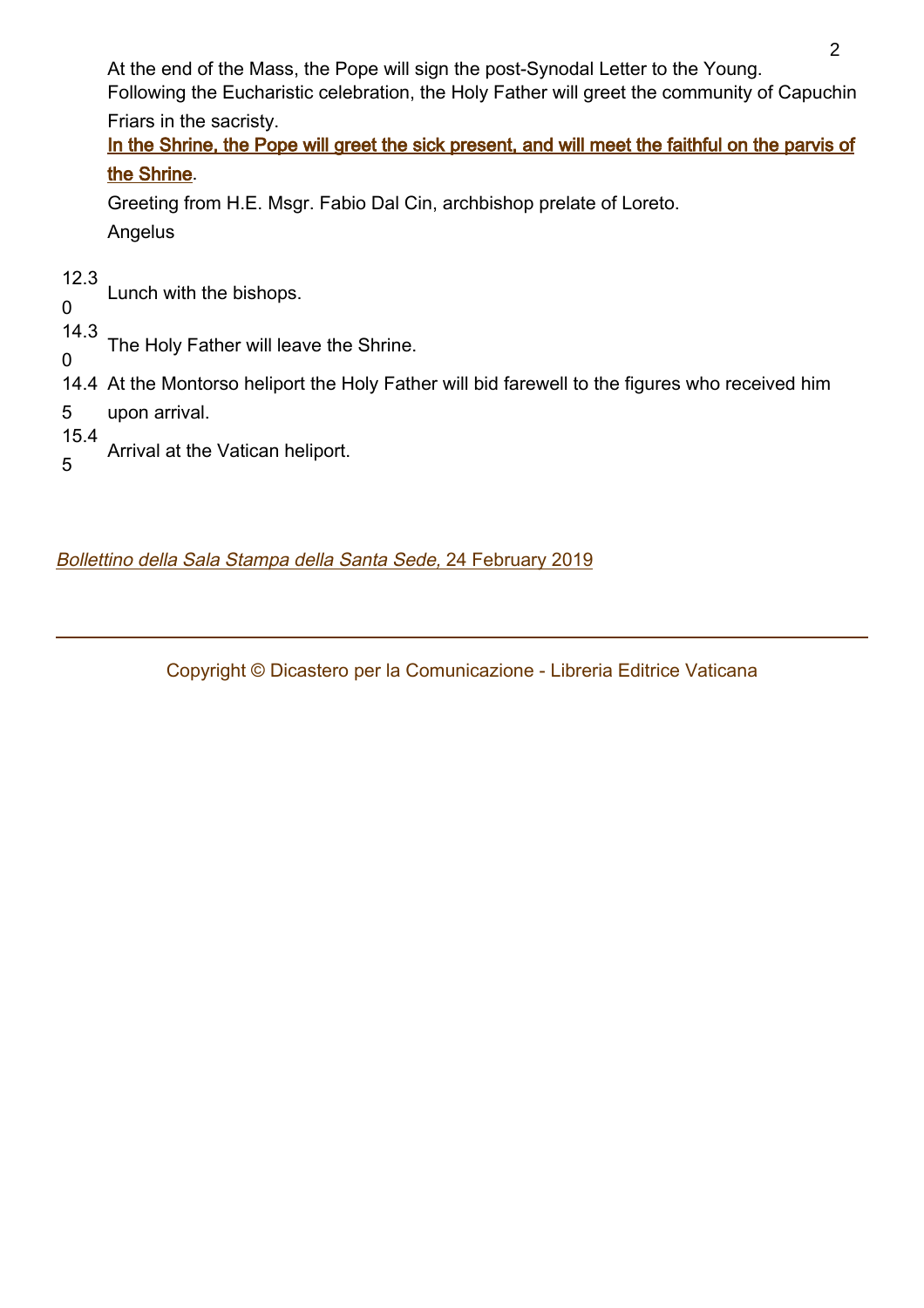At the end of the Mass, the Pope will sign the post-Synodal Letter to the Young.

Following the Eucharistic celebration, the Holy Father will greet the community of Capuchin Friars in the sacristy.

In the Shrine, the Pope will greet the sick present, and will meet the faithful on the parvis of the Shrine.

Greeting from H.E. Msgr. Fabio Dal Cin, archbishop prelate of Loreto.

Angelus

| | |
|---|---|
| 12.30 | Lunch with the bishops. |
| 14.30 | The Holy Father will leave the Shrine. |
| 14.45 | At the Montorso heliport the Holy Father will bid farewell to the figures who received him upon arrival. |
| 15.45 | Arrival at the Vatican heliport. |

*Bollettino della Sala Stampa della Santa Sede,* 24 February 2019

---

Copyright © Dicastero per la Comunicazione - Libreria Editrice Vaticana